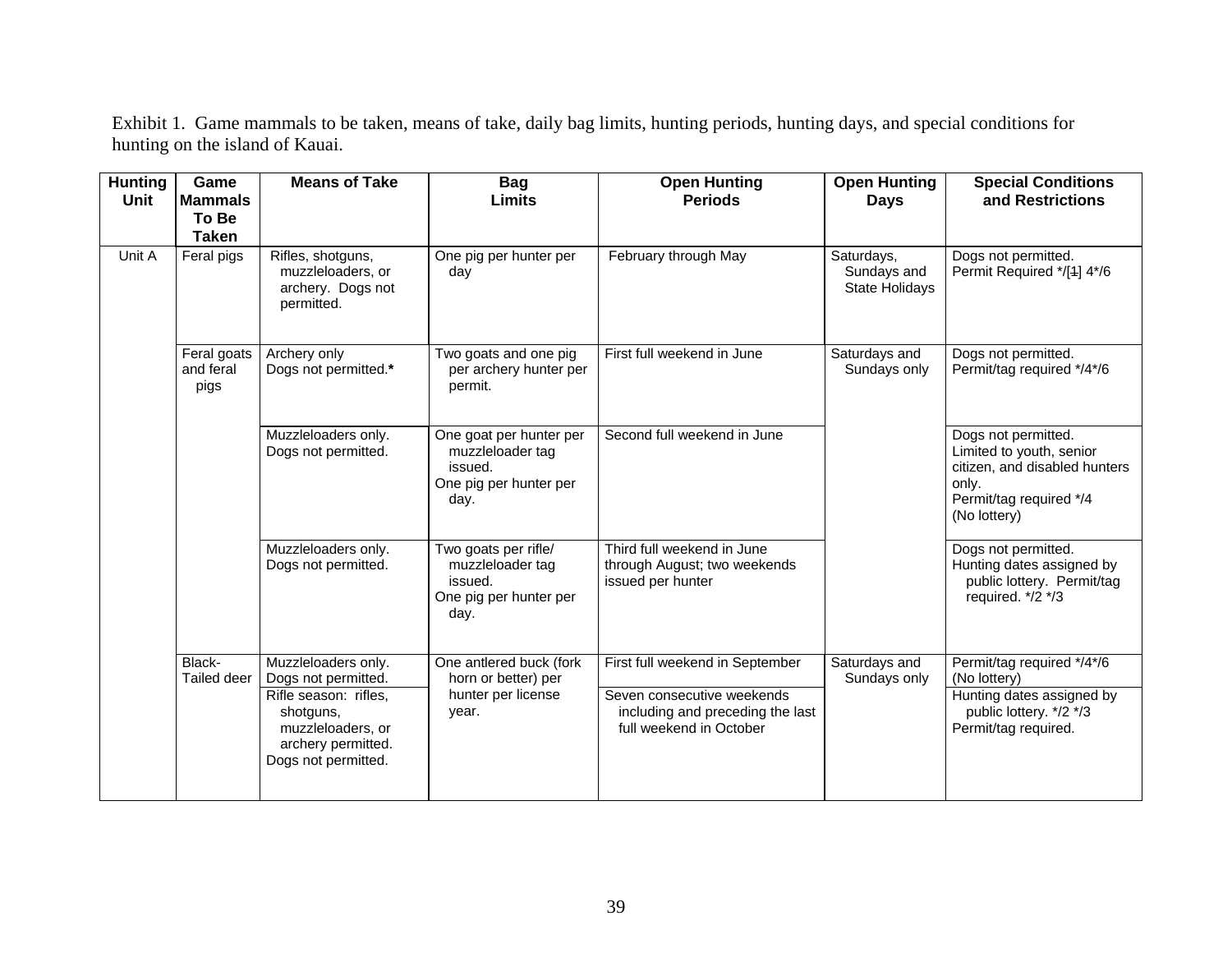Exhibit 1. Game mammals to be taken, means of take, daily bag limits, hunting periods, hunting days, and special conditions for hunting on the island of Kauai.

| Hunting Unit | Game Mammals To Be Taken | Means of Take | Bag Limits | Open Hunting Periods | Open Hunting Days | Special Conditions and Restrictions |
|---|---|---|---|---|---|---|
| Unit A | Feral pigs | Rifles, shotguns, muzzleloaders, or archery. Dogs not permitted. | One pig per hunter per day | February through May | Saturdays, Sundays and State Holidays | Dogs not permitted. Permit Required */[1] 4*/6 |
| | Feral goats and feral pigs | Archery only Dogs not permitted.* | Two goats and one pig per archery hunter per permit. | First full weekend in June | Saturdays and Sundays only | Dogs not permitted. Permit/tag required */4*/6 |
| | | Muzzleloaders only. Dogs not permitted. | One goat per hunter per muzzleloader tag issued. One pig per hunter per day. | Second full weekend in June | | Dogs not permitted. Limited to youth, senior citizen, and disabled hunters only. Permit/tag required */4 (No lottery) |
| | | Muzzleloaders only. Dogs not permitted. | Two goats per rifle/ muzzleloader tag issued. One pig per hunter per day. | Third full weekend in June through August; two weekends issued per hunter | | Dogs not permitted. Hunting dates assigned by public lottery. Permit/tag required. */2 */3 |
| | Black-Tailed deer | Muzzleloaders only. Dogs not permitted. | One antlered buck (fork horn or better) per hunter per license year. | First full weekend in September | Saturdays and Sundays only | Permit/tag required */4*/6 (No lottery) |
| | | Rifle season: rifles, shotguns, muzzleloaders, or archery permitted. Dogs not permitted. | | Seven consecutive weekends including and preceding the last full weekend in October | | Hunting dates assigned by public lottery. */2 */3 Permit/tag required. |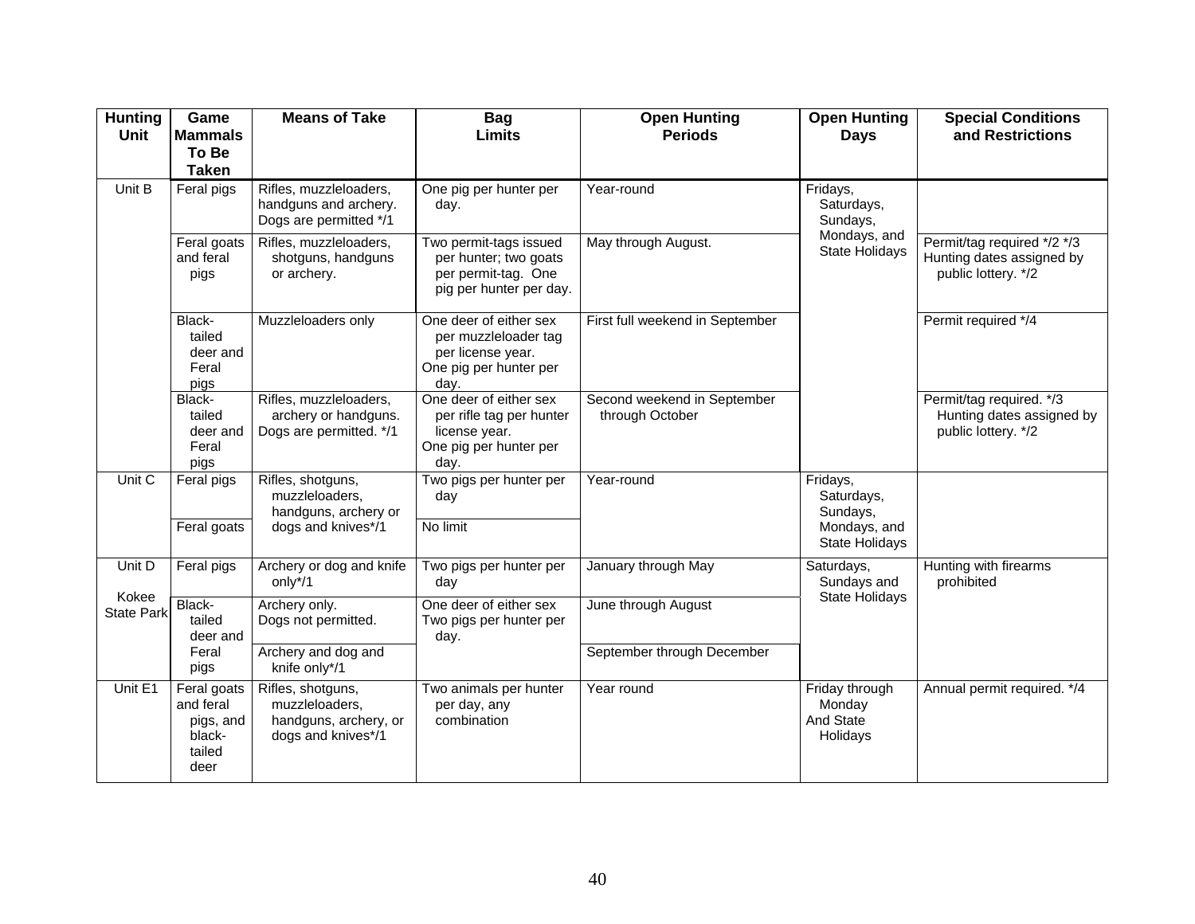| Hunting Unit | Game Mammals To Be Taken | Means of Take | Bag Limits | Open Hunting Periods | Open Hunting Days | Special Conditions and Restrictions |
|---|---|---|---|---|---|---|
| Unit B | Feral pigs | Rifles, muzzleloaders, handguns and archery. Dogs are permitted */1 | One pig per hunter per day. | Year-round | Fridays, Saturdays, Sundays, Mondays, and State Holidays | |
| | Feral goats and feral pigs | Rifles, muzzleloaders, shotguns, handguns or archery. | Two permit-tags issued per hunter; two goats per permit-tag. One pig per hunter per day. | May through August. | | Permit/tag required */2 */3 Hunting dates assigned by public lottery. */2 |
| | Black-tailed deer and Feral pigs | Muzzleloaders only | One deer of either sex per muzzleloader tag per license year. One pig per hunter per day. | First full weekend in September | | Permit required */4 |
| | Black-tailed deer and Feral pigs | Rifles, muzzleloaders, archery or handguns. Dogs are permitted. */1 | One deer of either sex per rifle tag per hunter license year. One pig per hunter per day. | Second weekend in September through October | | Permit/tag required. */3 Hunting dates assigned by public lottery. */2 |
| Unit C | Feral pigs | Rifles, shotguns, muzzleloaders, handguns, archery or dogs and knives*/1 | Two pigs per hunter per day | Year-round | Fridays, Saturdays, Sundays, Mondays, and State Holidays | |
| | Feral goats | | No limit | | | |
| Unit D Kokee State Park | Feral pigs | Archery or dog and knife only*/1 | Two pigs per hunter per day | January through May | Saturdays, Sundays and State Holidays | Hunting with firearms prohibited |
| | Black-tailed deer and Feral pigs | Archery only. Dogs not permitted. | One deer of either sex Two pigs per hunter per day. | June through August | | |
| | | Archery and dog and knife only*/1 | | September through December | | |
| Unit E1 | Feral goats and feral pigs, and black-tailed deer | Rifles, shotguns, muzzleloaders, handguns, archery, or dogs and knives*/1 | Two animals per hunter per day, any combination | Year round | Friday through Monday And State Holidays | Annual permit required. */4 |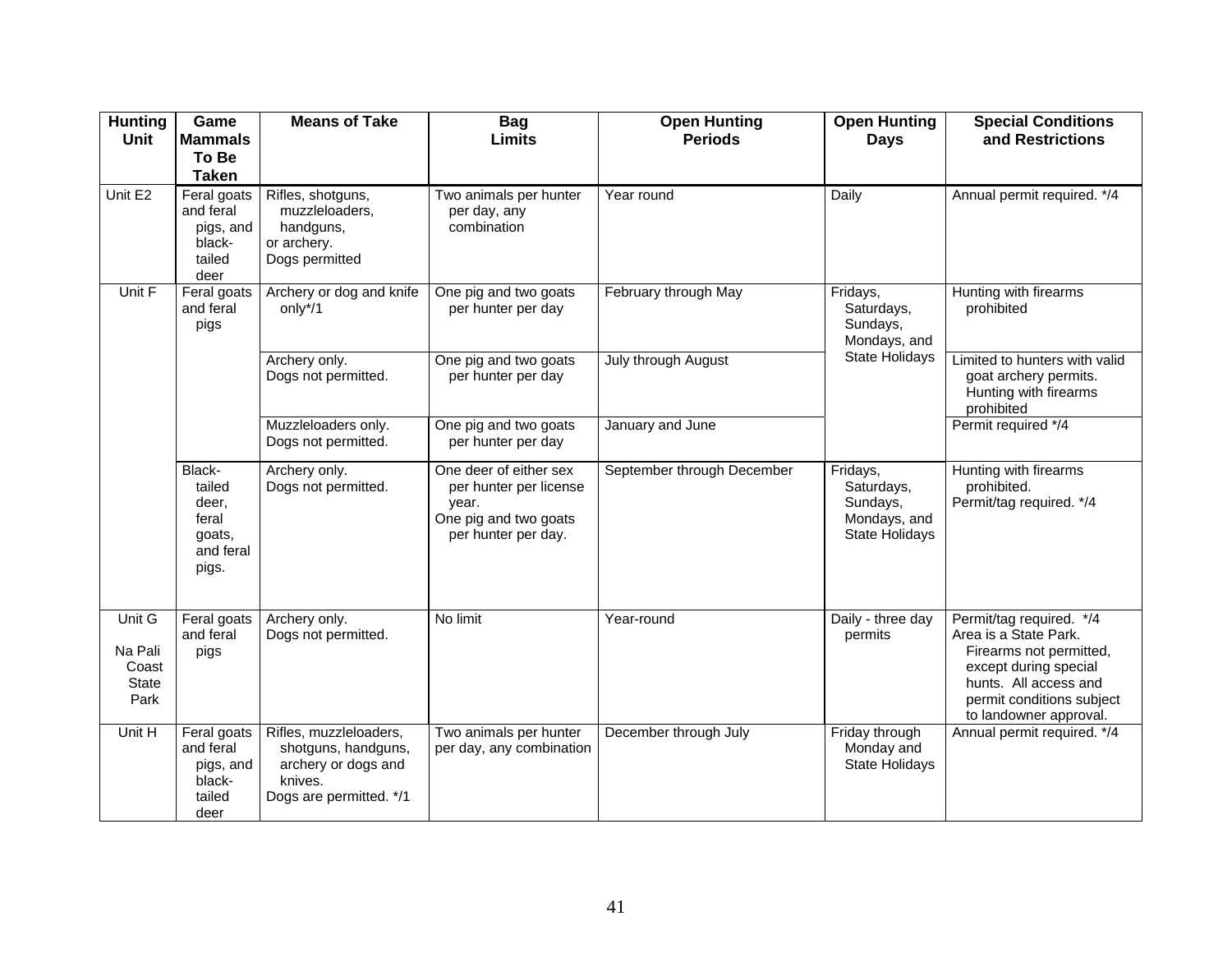| Hunting Unit | Game Mammals To Be Taken | Means of Take | Bag Limits | Open Hunting Periods | Open Hunting Days | Special Conditions and Restrictions |
|---|---|---|---|---|---|---|
| Unit E2 | Feral goats and feral pigs, and black-tailed deer | Rifles, shotguns, muzzleloaders, handguns, or archery. Dogs permitted | Two animals per hunter per day, any combination | Year round | Daily | Annual permit required. */4 |
| Unit F | Feral goats and feral pigs | Archery or dog and knife only*/1 | One pig and two goats per hunter per day | February through May | Fridays, Saturdays, Sundays, Mondays, and State Holidays | Hunting with firearms prohibited |
| | | Archery only. Dogs not permitted. | One pig and two goats per hunter per day | July through August | | Limited to hunters with valid goat archery permits. Hunting with firearms prohibited |
| | | Muzzleloaders only. Dogs not permitted. | One pig and two goats per hunter per day | January and June | | Permit required */4 |
| | Black-tailed deer, feral goats, and feral pigs. | Archery only. Dogs not permitted. | One deer of either sex per hunter per license year. One pig and two goats per hunter per day. | September through December | Fridays, Saturdays, Sundays, Mondays, and State Holidays | Hunting with firearms prohibited. Permit/tag required. */4 |
| Unit G Na Pali Coast State Park | Feral goats and feral pigs | Archery only. Dogs not permitted. | No limit | Year-round | Daily - three day permits | Permit/tag required. */4 Area is a State Park. Firearms not permitted, except during special hunts. All access and permit conditions subject to landowner approval. |
| Unit H | Feral goats and feral pigs, and black-tailed deer | Rifles, muzzleloaders, shotguns, handguns, archery or dogs and knives. Dogs are permitted. */1 | Two animals per hunter per day, any combination | December through July | Friday through Monday and State Holidays | Annual permit required. */4 |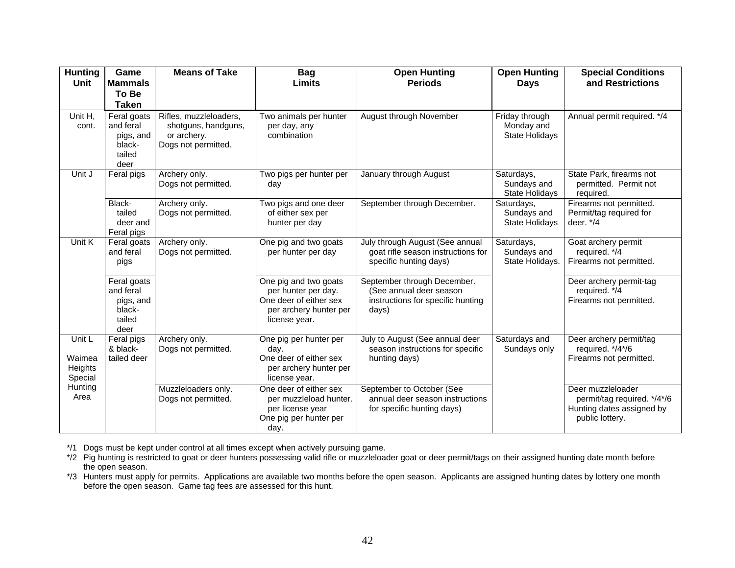| Hunting Unit | Game Mammals To Be Taken | Means of Take | Bag Limits | Open Hunting Periods | Open Hunting Days | Special Conditions and Restrictions |
|---|---|---|---|---|---|---|
| Unit H, cont. | Feral goats and feral pigs, and black-tailed deer | Rifles, muzzleloaders, shotguns, handguns, or archery. Dogs not permitted. | Two animals per hunter per day, any combination | August through November | Friday through Monday and State Holidays | Annual permit required. */4 |
| Unit J | Feral pigs | Archery only. Dogs not permitted. | Two pigs per hunter per day | January through August | Saturdays, Sundays and State Holidays | State Park, firearms not permitted. Permit not required. |
| | Black-tailed deer and Feral pigs | Archery only. Dogs not permitted. | Two pigs and one deer of either sex per hunter per day | September through December. | Saturdays, Sundays and State Holidays | Firearms not permitted. Permit/tag required for deer. */4 |
| Unit K | Feral goats and feral pigs | Archery only. Dogs not permitted. | One pig and two goats per hunter per day | July through August (See annual goat rifle season instructions for specific hunting days) | Saturdays, Sundays and State Holidays. | Goat archery permit required. */4 Firearms not permitted. |
| | Feral goats and feral pigs, and black-tailed deer | | One pig and two goats per hunter per day. One deer of either sex per archery hunter per license year. | September through December. (See annual deer season instructions for specific hunting days) | | Deer archery permit-tag required. */4 Firearms not permitted. |
| Unit L Waimea Heights Special Hunting Area | Feral pigs & black-tailed deer | Archery only. Dogs not permitted. | One pig per hunter per day. One deer of either sex per archery hunter per license year. | July to August (See annual deer season instructions for specific hunting days) | Saturdays and Sundays only | Deer archery permit/tag required. */4*/6 Firearms not permitted. |
| | | Muzzleloaders only. Dogs not permitted. | One deer of either sex per muzzleload hunter. per license year One pig per hunter per day. | September to October (See annual deer season instructions for specific hunting days) | | Deer muzzleloader permit/tag required. */4*/6 Hunting dates assigned by public lottery. |

*/1 Dogs must be kept under control at all times except when actively pursuing game.

*/2 Pig hunting is restricted to goat or deer hunters possessing valid rifle or muzzleloader goat or deer permit/tags on their assigned hunting date month before the open season.

*/3 Hunters must apply for permits. Applications are available two months before the open season. Applicants are assigned hunting dates by lottery one month before the open season. Game tag fees are assessed for this hunt.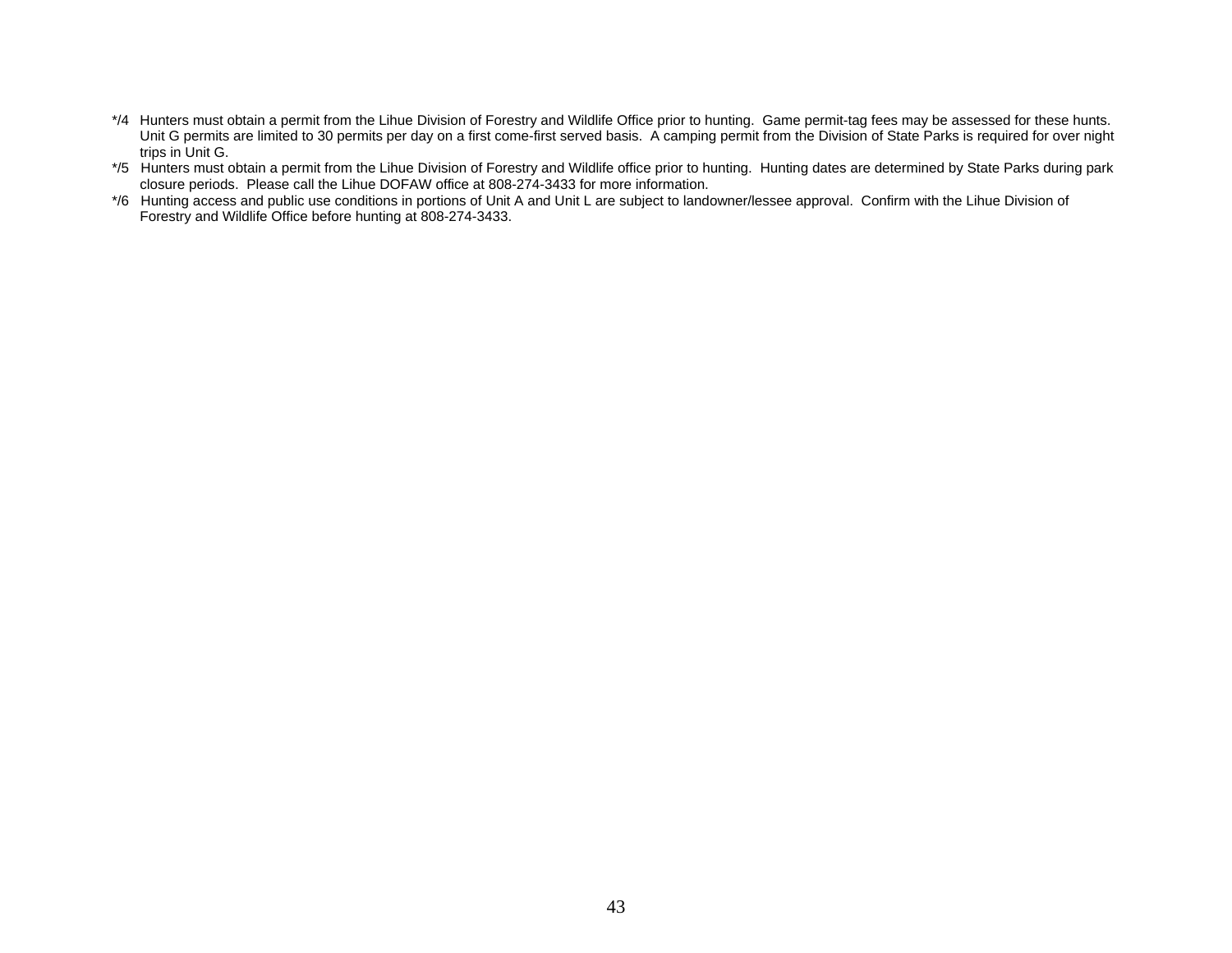*/4 Hunters must obtain a permit from the Lihue Division of Forestry and Wildlife Office prior to hunting. Game permit-tag fees may be assessed for these hunts. Unit G permits are limited to 30 permits per day on a first come-first served basis. A camping permit from the Division of State Parks is required for over night trips in Unit G.

*/5 Hunters must obtain a permit from the Lihue Division of Forestry and Wildlife office prior to hunting. Hunting dates are determined by State Parks during park closure periods. Please call the Lihue DOFAW office at 808-274-3433 for more information.

*/6 Hunting access and public use conditions in portions of Unit A and Unit L are subject to landowner/lessee approval. Confirm with the Lihue Division of Forestry and Wildlife Office before hunting at 808-274-3433.